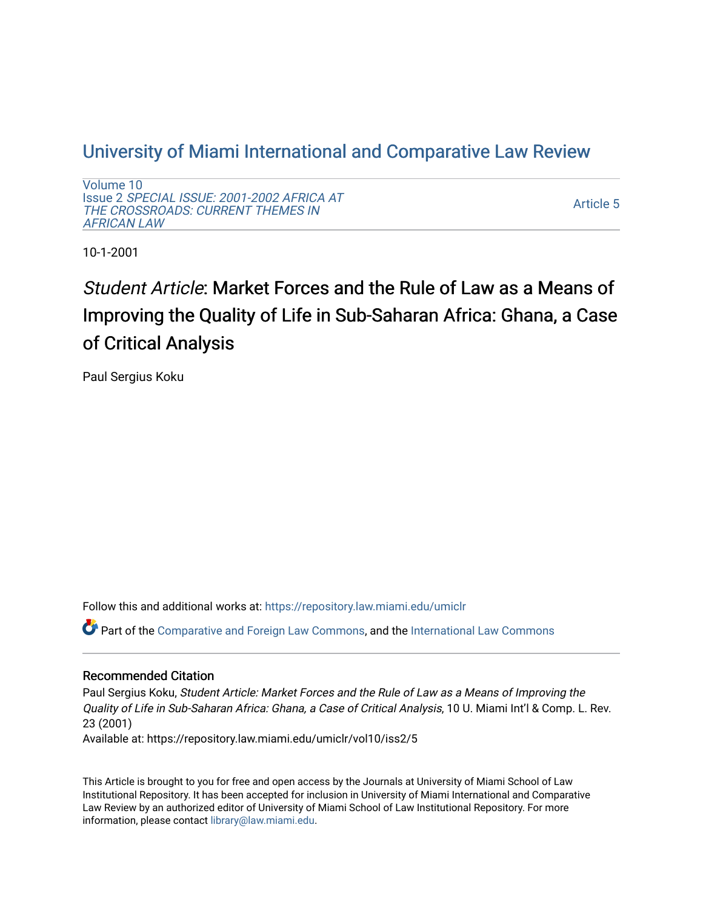# University of Miami International and Comparative Law Review

Volume 10
Issue 2 *SPECIAL ISSUE: 2001-2002 AFRICA AT THE CROSSROADS: CURRENT THEMES IN AFRICAN LAW*

Article 5

10-1-2001

## *Student Article*: Market Forces and the Rule of Law as a Means of Improving the Quality of Life in Sub-Saharan Africa: Ghana, a Case of Critical Analysis

Paul Sergius Koku

Follow this and additional works at: https://repository.law.miami.edu/umiclr

Part of the Comparative and Foreign Law Commons, and the International Law Commons

### Recommended Citation

Paul Sergius Koku, *Student Article: Market Forces and the Rule of Law as a Means of Improving the Quality of Life in Sub-Saharan Africa: Ghana, a Case of Critical Analysis*, 10 U. Miami Int'l & Comp. L. Rev. 23 (2001)
Available at: https://repository.law.miami.edu/umiclr/vol10/iss2/5

This Article is brought to you for free and open access by the Journals at University of Miami School of Law Institutional Repository. It has been accepted for inclusion in University of Miami International and Comparative Law Review by an authorized editor of University of Miami School of Law Institutional Repository. For more information, please contact library@law.miami.edu.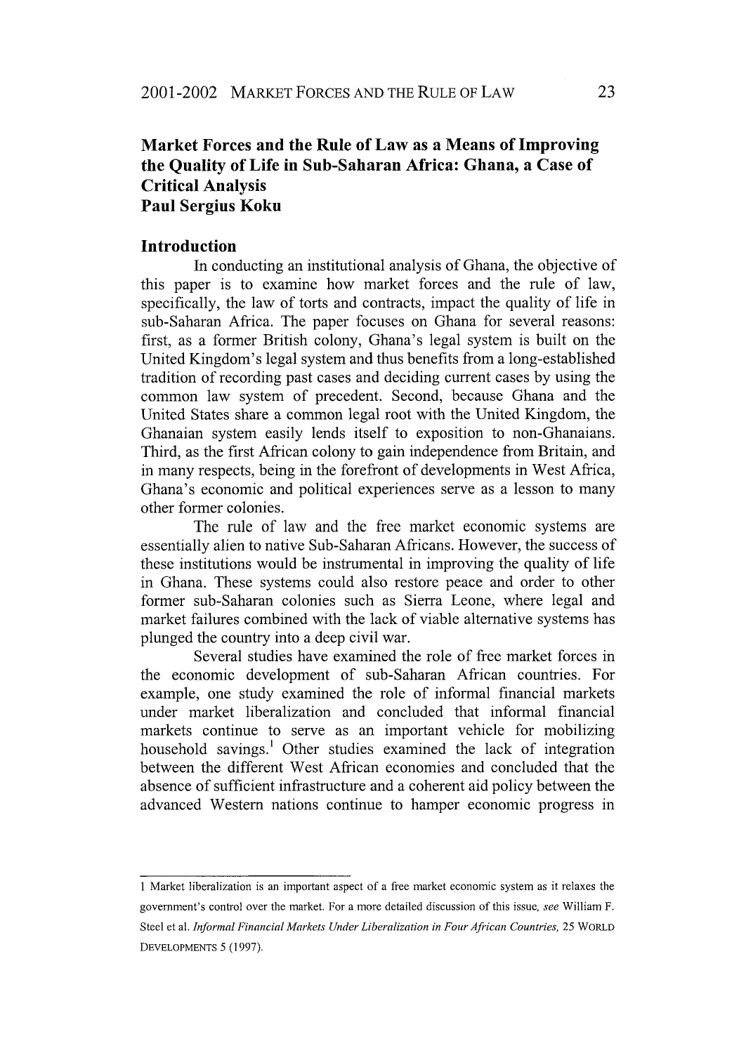# Market Forces and the Rule of Law as a Means of Improving the Quality of Life in Sub-Saharan Africa: Ghana, a Case of Critical Analysis

**Paul Sergius Koku**

## Introduction

In conducting an institutional analysis of Ghana, the objective of this paper is to examine how market forces and the rule of law, specifically, the law of torts and contracts, impact the quality of life in sub-Saharan Africa. The paper focuses on Ghana for several reasons: first, as a former British colony, Ghana's legal system is built on the United Kingdom's legal system and thus benefits from a long-established tradition of recording past cases and deciding current cases by using the common law system of precedent. Second, because Ghana and the United States share a common legal root with the United Kingdom, the Ghanaian system easily lends itself to exposition to non-Ghanaians. Third, as the first African colony to gain independence from Britain, and in many respects, being in the forefront of developments in West Africa, Ghana's economic and political experiences serve as a lesson to many other former colonies.

The rule of law and the free market economic systems are essentially alien to native Sub-Saharan Africans. However, the success of these institutions would be instrumental in improving the quality of life in Ghana. These systems could also restore peace and order to other former sub-Saharan colonies such as Sierra Leone, where legal and market failures combined with the lack of viable alternative systems has plunged the country into a deep civil war.

Several studies have examined the role of free market forces in the economic development of sub-Saharan African countries. For example, one study examined the role of informal financial markets under market liberalization and concluded that informal financial markets continue to serve as an important vehicle for mobilizing household savings.[1] Other studies examined the lack of integration between the different West African economies and concluded that the absence of sufficient infrastructure and a coherent aid policy between the advanced Western nations continue to hamper economic progress in

---

1 Market liberalization is an important aspect of a free market economic system as it relaxes the government's control over the market. For a more detailed discussion of this issue, *see* William F. Steel et al. *Informal Financial Markets Under Liberalization in Four African Countries,* 25 WORLD DEVELOPMENTS 5 (1997).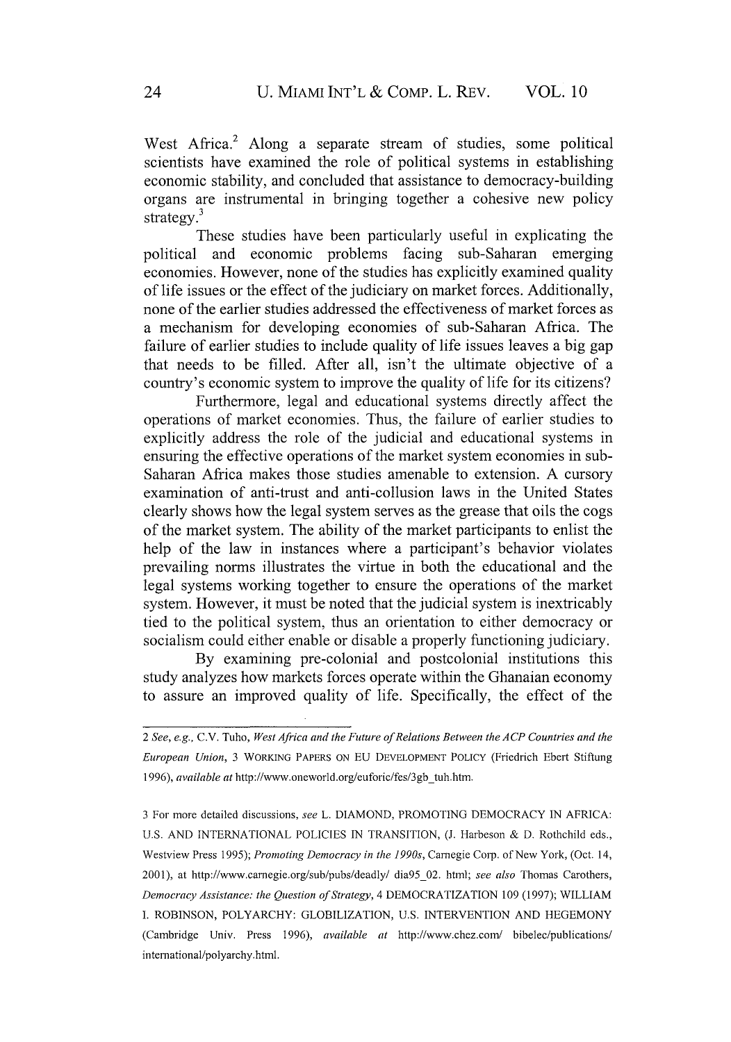West Africa.[2] Along a separate stream of studies, some political scientists have examined the role of political systems in establishing economic stability, and concluded that assistance to democracy-building organs are instrumental in bringing together a cohesive new policy strategy.[3]

These studies have been particularly useful in explicating the political and economic problems facing sub-Saharan emerging economies. However, none of the studies has explicitly examined quality of life issues or the effect of the judiciary on market forces. Additionally, none of the earlier studies addressed the effectiveness of market forces as a mechanism for developing economies of sub-Saharan Africa. The failure of earlier studies to include quality of life issues leaves a big gap that needs to be filled. After all, isn't the ultimate objective of a country's economic system to improve the quality of life for its citizens?

Furthermore, legal and educational systems directly affect the operations of market economies. Thus, the failure of earlier studies to explicitly address the role of the judicial and educational systems in ensuring the effective operations of the market system economies in sub-Saharan Africa makes those studies amenable to extension. A cursory examination of anti-trust and anti-collusion laws in the United States clearly shows how the legal system serves as the grease that oils the cogs of the market system. The ability of the market participants to enlist the help of the law in instances where a participant's behavior violates prevailing norms illustrates the virtue in both the educational and the legal systems working together to ensure the operations of the market system. However, it must be noted that the judicial system is inextricably tied to the political system, thus an orientation to either democracy or socialism could either enable or disable a properly functioning judiciary.

By examining pre-colonial and postcolonial institutions this study analyzes how markets forces operate within the Ghanaian economy to assure an improved quality of life. Specifically, the effect of the

---

2 *See, e.g.*, C.V. Tuho, *West Africa and the Future of Relations Between the ACP Countries and the European Union*, 3 WORKING PAPERS ON EU DEVELOPMENT POLICY (Friedrich Ebert Stiftung 1996), *available at* http://www.oneworld.org/euforic/fes/3gb_tuh.htm.

3 For more detailed discussions, *see* L. DIAMOND, PROMOTING DEMOCRACY IN AFRICA: U.S. AND INTERNATIONAL POLICIES IN TRANSITION, (J. Harbeson & D. Rothchild eds., Westview Press 1995); *Promoting Democracy in the 1990s*, Carnegie Corp. of New York, (Oct. 14, 2001), at http://www.carnegie.org/sub/pubs/deadly/ dia95_02. html; *see also* Thomas Carothers, *Democracy Assistance: the Question of Strategy*, 4 DEMOCRATIZATION 109 (1997); WILLIAM I. ROBINSON, POLYARCHY: GLOBILIZATION, U.S. INTERVENTION AND HEGEMONY (Cambridge Univ. Press 1996), *available at* http://www.chez.com/ bibelec/publications/ international/polyarchy.html.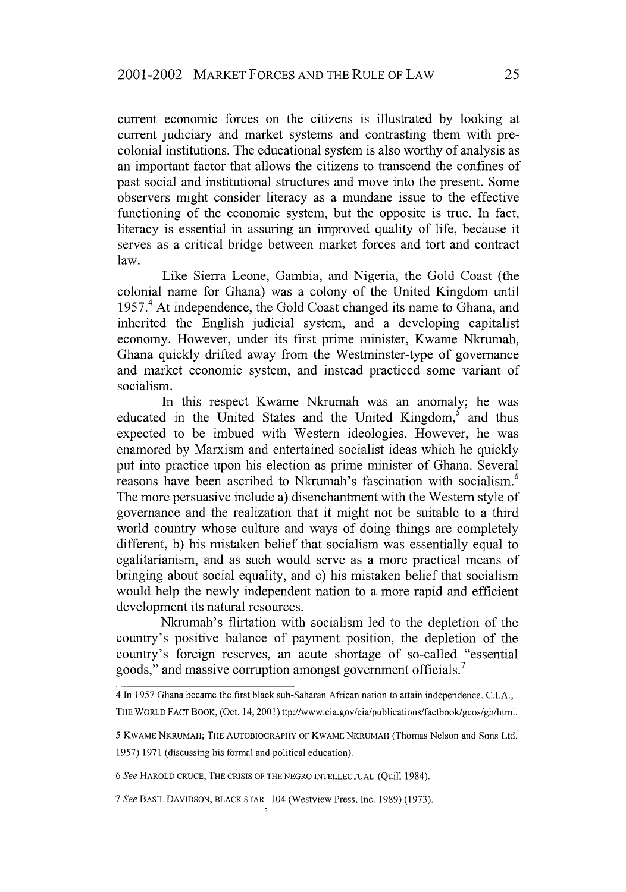current economic forces on the citizens is illustrated by looking at current judiciary and market systems and contrasting them with pre-colonial institutions. The educational system is also worthy of analysis as an important factor that allows the citizens to transcend the confines of past social and institutional structures and move into the present. Some observers might consider literacy as a mundane issue to the effective functioning of the economic system, but the opposite is true. In fact, literacy is essential in assuring an improved quality of life, because it serves as a critical bridge between market forces and tort and contract law.

Like Sierra Leone, Gambia, and Nigeria, the Gold Coast (the colonial name for Ghana) was a colony of the United Kingdom until 1957.[4] At independence, the Gold Coast changed its name to Ghana, and inherited the English judicial system, and a developing capitalist economy. However, under its first prime minister, Kwame Nkrumah, Ghana quickly drifted away from the Westminster-type of governance and market economic system, and instead practiced some variant of socialism.

In this respect Kwame Nkrumah was an anomaly; he was educated in the United States and the United Kingdom,[5] and thus expected to be imbued with Western ideologies. However, he was enamored by Marxism and entertained socialist ideas which he quickly put into practice upon his election as prime minister of Ghana. Several reasons have been ascribed to Nkrumah's fascination with socialism.[6] The more persuasive include a) disenchantment with the Western style of governance and the realization that it might not be suitable to a third world country whose culture and ways of doing things are completely different, b) his mistaken belief that socialism was essentially equal to egalitarianism, and as such would serve as a more practical means of bringing about social equality, and c) his mistaken belief that socialism would help the newly independent nation to a more rapid and efficient development its natural resources.

Nkrumah's flirtation with socialism led to the depletion of the country's positive balance of payment position, the depletion of the country's foreign reserves, an acute shortage of so-called "essential goods," and massive corruption amongst government officials.[7]

---

4 In 1957 Ghana became the first black sub-Saharan African nation to attain independence. C.I.A., THE WORLD FACT BOOK, (Oct. 14, 2001) ttp://www.cia.gov/cia/publications/factbook/geos/gh/html.

5 KWAME NKRUMAH; THE AUTOBIOGRAPHY OF KWAME NKRUMAH (Thomas Nelson and Sons Ltd. 1957) 1971 (discussing his formal and political education).

6 *See* HAROLD CRUCE, THE CRISIS OF THE NEGRO INTELLECTUAL (Quill 1984).

7 *See* BASIL DAVIDSON, BLACK STAR 104 (Westview Press, Inc. 1989) (1973).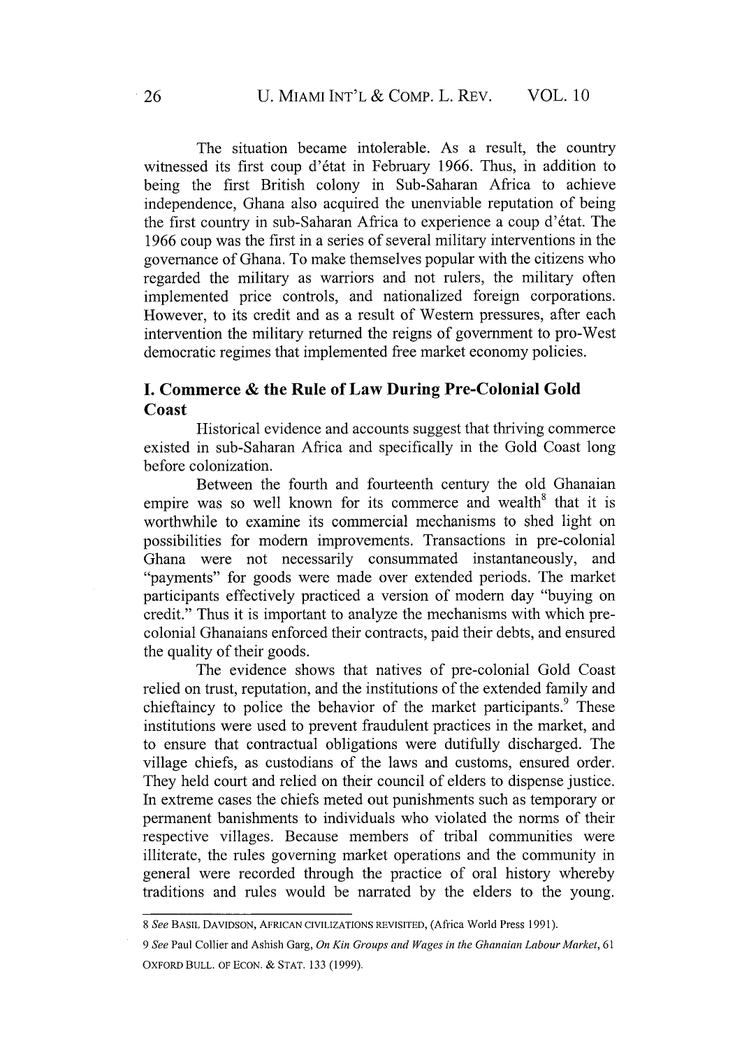The situation became intolerable. As a result, the country witnessed its first coup d'état in February 1966. Thus, in addition to being the first British colony in Sub-Saharan Africa to achieve independence, Ghana also acquired the unenviable reputation of being the first country in sub-Saharan Africa to experience a coup d'état. The 1966 coup was the first in a series of several military interventions in the governance of Ghana. To make themselves popular with the citizens who regarded the military as warriors and not rulers, the military often implemented price controls, and nationalized foreign corporations. However, to its credit and as a result of Western pressures, after each intervention the military returned the reigns of government to pro-West democratic regimes that implemented free market economy policies.

## I. Commerce & the Rule of Law During Pre-Colonial Gold Coast

Historical evidence and accounts suggest that thriving commerce existed in sub-Saharan Africa and specifically in the Gold Coast long before colonization.

Between the fourth and fourteenth century the old Ghanaian empire was so well known for its commerce and wealth[8] that it is worthwhile to examine its commercial mechanisms to shed light on possibilities for modern improvements. Transactions in pre-colonial Ghana were not necessarily consummated instantaneously, and "payments" for goods were made over extended periods. The market participants effectively practiced a version of modern day "buying on credit." Thus it is important to analyze the mechanisms with which pre-colonial Ghanaians enforced their contracts, paid their debts, and ensured the quality of their goods.

The evidence shows that natives of pre-colonial Gold Coast relied on trust, reputation, and the institutions of the extended family and chieftaincy to police the behavior of the market participants.[9] These institutions were used to prevent fraudulent practices in the market, and to ensure that contractual obligations were dutifully discharged. The village chiefs, as custodians of the laws and customs, ensured order. They held court and relied on their council of elders to dispense justice. In extreme cases the chiefs meted out punishments such as temporary or permanent banishments to individuals who violated the norms of their respective villages. Because members of tribal communities were illiterate, the rules governing market operations and the community in general were recorded through the practice of oral history whereby traditions and rules would be narrated by the elders to the young.

---

8 *See* BASIL DAVIDSON, AFRICAN CIVILIZATIONS REVISITED, (Africa World Press 1991).

9 *See* Paul Collier and Ashish Garg, *On Kin Groups and Wages in the Ghanaian Labour Market*, 61 OXFORD BULL. OF ECON. & STAT. 133 (1999).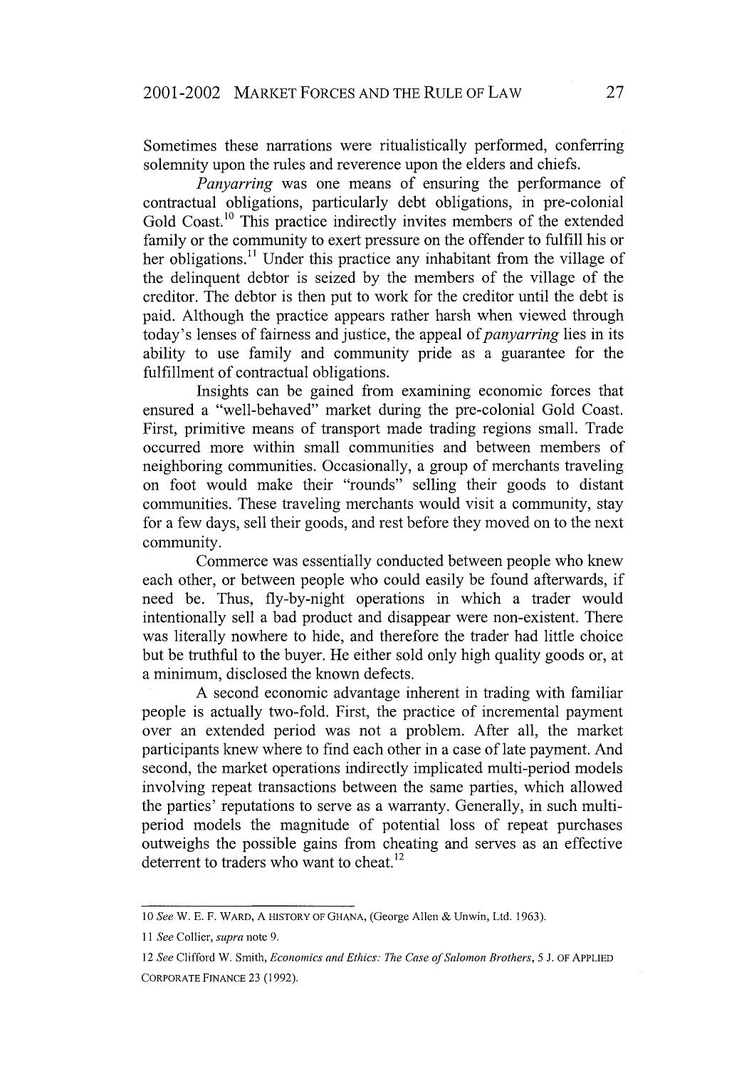Sometimes these narrations were ritualistically performed, conferring solemnity upon the rules and reverence upon the elders and chiefs.

*Panyarring* was one means of ensuring the performance of contractual obligations, particularly debt obligations, in pre-colonial Gold Coast.[10] This practice indirectly invites members of the extended family or the community to exert pressure on the offender to fulfill his or her obligations.[11] Under this practice any inhabitant from the village of the delinquent debtor is seized by the members of the village of the creditor. The debtor is then put to work for the creditor until the debt is paid. Although the practice appears rather harsh when viewed through today's lenses of fairness and justice, the appeal of *panyarring* lies in its ability to use family and community pride as a guarantee for the fulfillment of contractual obligations.

Insights can be gained from examining economic forces that ensured a "well-behaved" market during the pre-colonial Gold Coast. First, primitive means of transport made trading regions small. Trade occurred more within small communities and between members of neighboring communities. Occasionally, a group of merchants traveling on foot would make their "rounds" selling their goods to distant communities. These traveling merchants would visit a community, stay for a few days, sell their goods, and rest before they moved on to the next community.

Commerce was essentially conducted between people who knew each other, or between people who could easily be found afterwards, if need be. Thus, fly-by-night operations in which a trader would intentionally sell a bad product and disappear were non-existent. There was literally nowhere to hide, and therefore the trader had little choice but be truthful to the buyer. He either sold only high quality goods or, at a minimum, disclosed the known defects.

A second economic advantage inherent in trading with familiar people is actually two-fold. First, the practice of incremental payment over an extended period was not a problem. After all, the market participants knew where to find each other in a case of late payment. And second, the market operations indirectly implicated multi-period models involving repeat transactions between the same parties, which allowed the parties' reputations to serve as a warranty. Generally, in such multi-period models the magnitude of potential loss of repeat purchases outweighs the possible gains from cheating and serves as an effective deterrent to traders who want to cheat.[12]

---

10 *See* W. E. F. WARD, A HISTORY OF GHANA, (George Allen & Unwin, Ltd. 1963).

11 *See* Collier, *supra* note 9.

12 *See* Clifford W. Smith, *Economics and Ethics: The Case of Salomon Brothers*, 5 J. OF APPLIED CORPORATE FINANCE 23 (1992).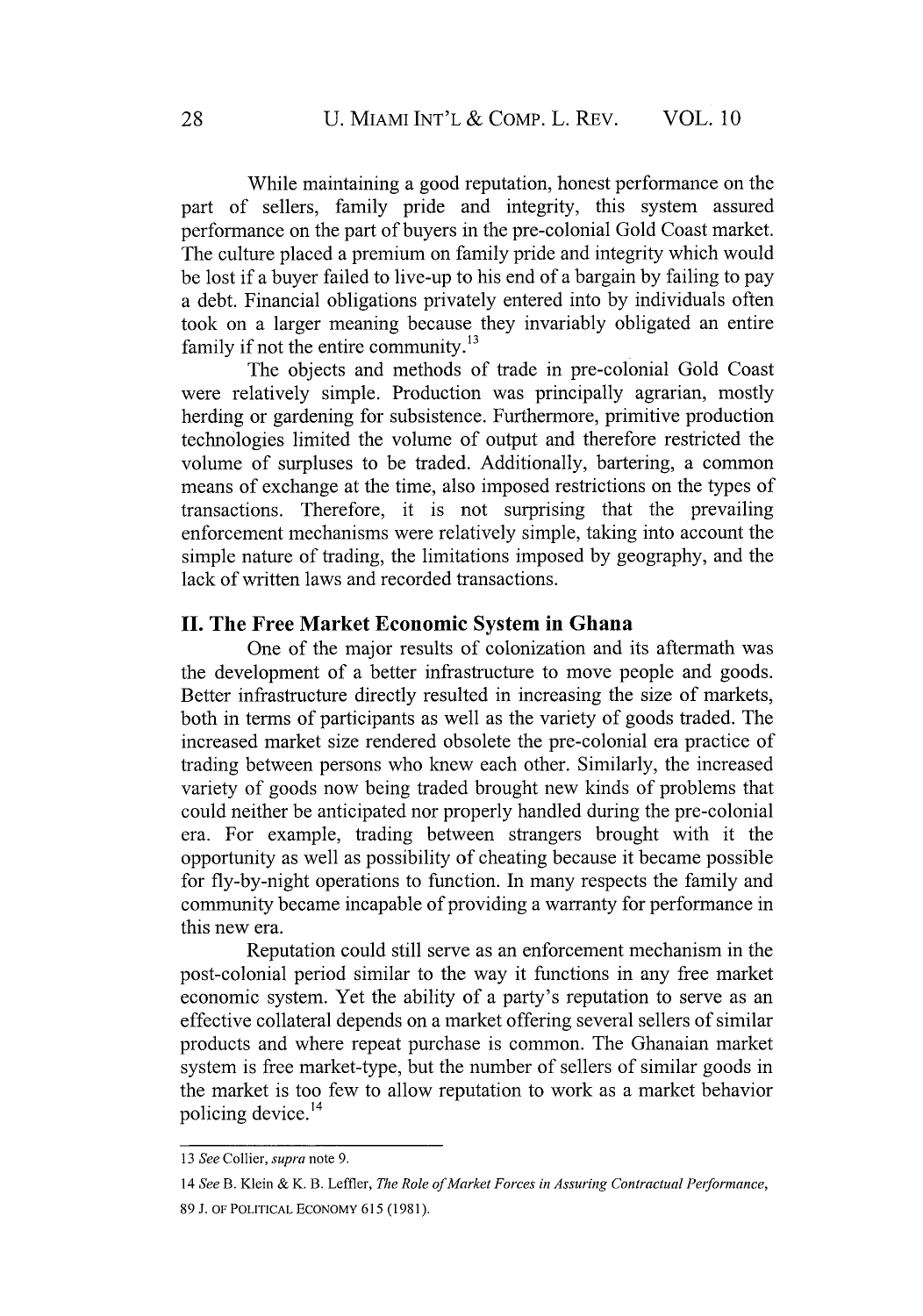While maintaining a good reputation, honest performance on the part of sellers, family pride and integrity, this system assured performance on the part of buyers in the pre-colonial Gold Coast market. The culture placed a premium on family pride and integrity which would be lost if a buyer failed to live-up to his end of a bargain by failing to pay a debt. Financial obligations privately entered into by individuals often took on a larger meaning because they invariably obligated an entire family if not the entire community.[13]

The objects and methods of trade in pre-colonial Gold Coast were relatively simple. Production was principally agrarian, mostly herding or gardening for subsistence. Furthermore, primitive production technologies limited the volume of output and therefore restricted the volume of surpluses to be traded. Additionally, bartering, a common means of exchange at the time, also imposed restrictions on the types of transactions. Therefore, it is not surprising that the prevailing enforcement mechanisms were relatively simple, taking into account the simple nature of trading, the limitations imposed by geography, and the lack of written laws and recorded transactions.

## II. The Free Market Economic System in Ghana

One of the major results of colonization and its aftermath was the development of a better infrastructure to move people and goods. Better infrastructure directly resulted in increasing the size of markets, both in terms of participants as well as the variety of goods traded. The increased market size rendered obsolete the pre-colonial era practice of trading between persons who knew each other. Similarly, the increased variety of goods now being traded brought new kinds of problems that could neither be anticipated nor properly handled during the pre-colonial era. For example, trading between strangers brought with it the opportunity as well as possibility of cheating because it became possible for fly-by-night operations to function. In many respects the family and community became incapable of providing a warranty for performance in this new era.

Reputation could still serve as an enforcement mechanism in the post-colonial period similar to the way it functions in any free market economic system. Yet the ability of a party's reputation to serve as an effective collateral depends on a market offering several sellers of similar products and where repeat purchase is common. The Ghanaian market system is free market-type, but the number of sellers of similar goods in the market is too few to allow reputation to work as a market behavior policing device.[14]

---

13 *See* Collier, *supra* note 9.

14 *See* B. Klein & K. B. Leffler, *The Role of Market Forces in Assuring Contractual Performance*, 89 J. OF POLITICAL ECONOMY 615 (1981).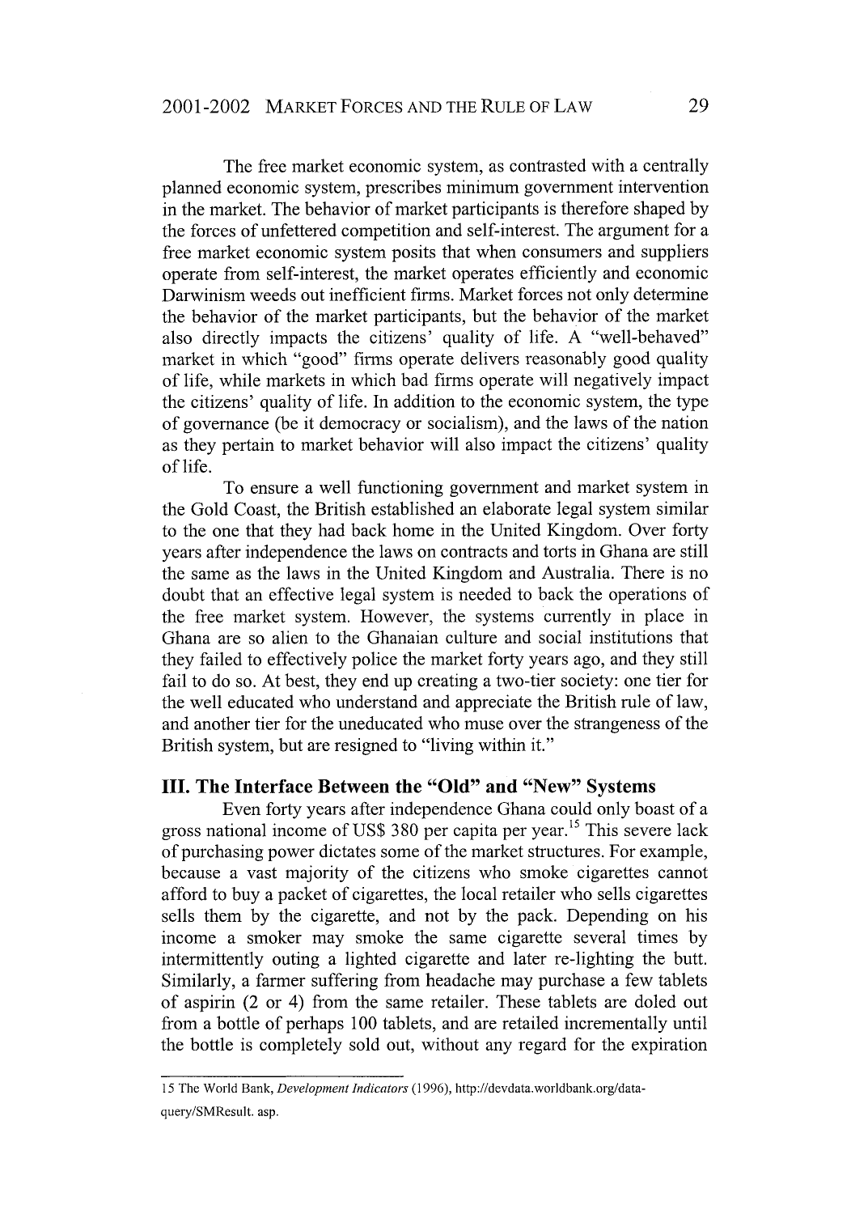The free market economic system, as contrasted with a centrally planned economic system, prescribes minimum government intervention in the market. The behavior of market participants is therefore shaped by the forces of unfettered competition and self-interest. The argument for a free market economic system posits that when consumers and suppliers operate from self-interest, the market operates efficiently and economic Darwinism weeds out inefficient firms. Market forces not only determine the behavior of the market participants, but the behavior of the market also directly impacts the citizens' quality of life. A "well-behaved" market in which "good" firms operate delivers reasonably good quality of life, while markets in which bad firms operate will negatively impact the citizens' quality of life. In addition to the economic system, the type of governance (be it democracy or socialism), and the laws of the nation as they pertain to market behavior will also impact the citizens' quality of life.

To ensure a well functioning government and market system in the Gold Coast, the British established an elaborate legal system similar to the one that they had back home in the United Kingdom. Over forty years after independence the laws on contracts and torts in Ghana are still the same as the laws in the United Kingdom and Australia. There is no doubt that an effective legal system is needed to back the operations of the free market system. However, the systems currently in place in Ghana are so alien to the Ghanaian culture and social institutions that they failed to effectively police the market forty years ago, and they still fail to do so. At best, they end up creating a two-tier society: one tier for the well educated who understand and appreciate the British rule of law, and another tier for the uneducated who muse over the strangeness of the British system, but are resigned to "living within it."

## III. The Interface Between the "Old" and "New" Systems

Even forty years after independence Ghana could only boast of a gross national income of US$ 380 per capita per year.[15] This severe lack of purchasing power dictates some of the market structures. For example, because a vast majority of the citizens who smoke cigarettes cannot afford to buy a packet of cigarettes, the local retailer who sells cigarettes sells them by the cigarette, and not by the pack. Depending on his income a smoker may smoke the same cigarette several times by intermittently outing a lighted cigarette and later re-lighting the butt. Similarly, a farmer suffering from headache may purchase a few tablets of aspirin (2 or 4) from the same retailer. These tablets are doled out from a bottle of perhaps 100 tablets, and are retailed incrementally until the bottle is completely sold out, without any regard for the expiration

---

15 The World Bank, *Development Indicators* (1996), http://devdata.worldbank.org/data-query/SMResult. asp.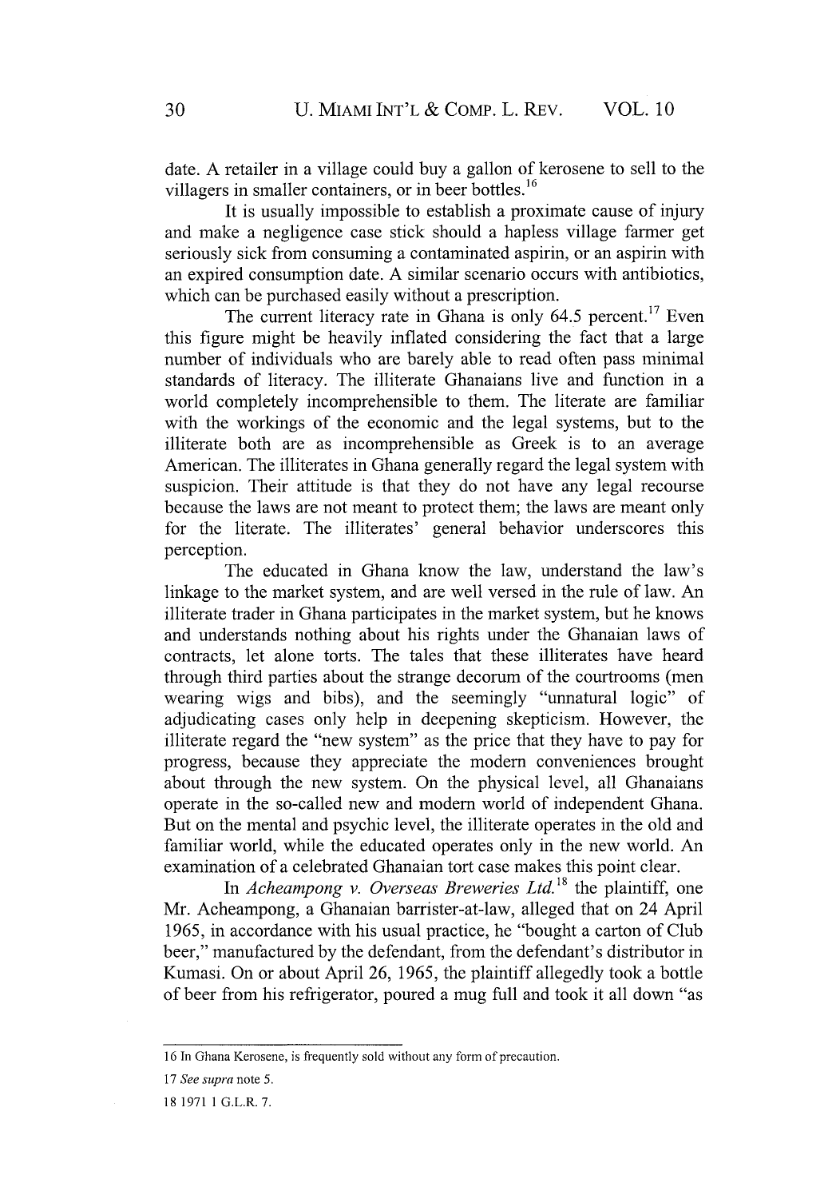date. A retailer in a village could buy a gallon of kerosene to sell to the villagers in smaller containers, or in beer bottles.[16]

It is usually impossible to establish a proximate cause of injury and make a negligence case stick should a hapless village farmer get seriously sick from consuming a contaminated aspirin, or an aspirin with an expired consumption date. A similar scenario occurs with antibiotics, which can be purchased easily without a prescription.

The current literacy rate in Ghana is only 64.5 percent.[17] Even this figure might be heavily inflated considering the fact that a large number of individuals who are barely able to read often pass minimal standards of literacy. The illiterate Ghanaians live and function in a world completely incomprehensible to them. The literate are familiar with the workings of the economic and the legal systems, but to the illiterate both are as incomprehensible as Greek is to an average American. The illiterates in Ghana generally regard the legal system with suspicion. Their attitude is that they do not have any legal recourse because the laws are not meant to protect them; the laws are meant only for the literate. The illiterates' general behavior underscores this perception.

The educated in Ghana know the law, understand the law's linkage to the market system, and are well versed in the rule of law. An illiterate trader in Ghana participates in the market system, but he knows and understands nothing about his rights under the Ghanaian laws of contracts, let alone torts. The tales that these illiterates have heard through third parties about the strange decorum of the courtrooms (men wearing wigs and bibs), and the seemingly "unnatural logic" of adjudicating cases only help in deepening skepticism. However, the illiterate regard the "new system" as the price that they have to pay for progress, because they appreciate the modern conveniences brought about through the new system. On the physical level, all Ghanaians operate in the so-called new and modern world of independent Ghana. But on the mental and psychic level, the illiterate operates in the old and familiar world, while the educated operates only in the new world. An examination of a celebrated Ghanaian tort case makes this point clear.

In *Acheampong v. Overseas Breweries Ltd.*[18] the plaintiff, one Mr. Acheampong, a Ghanaian barrister-at-law, alleged that on 24 April 1965, in accordance with his usual practice, he "bought a carton of Club beer," manufactured by the defendant, from the defendant's distributor in Kumasi. On or about April 26, 1965, the plaintiff allegedly took a bottle of beer from his refrigerator, poured a mug full and took it all down "as

---

16 In Ghana Kerosene, is frequently sold without any form of precaution.

17 *See supra* note 5.

18 1971 1 G.L.R. 7.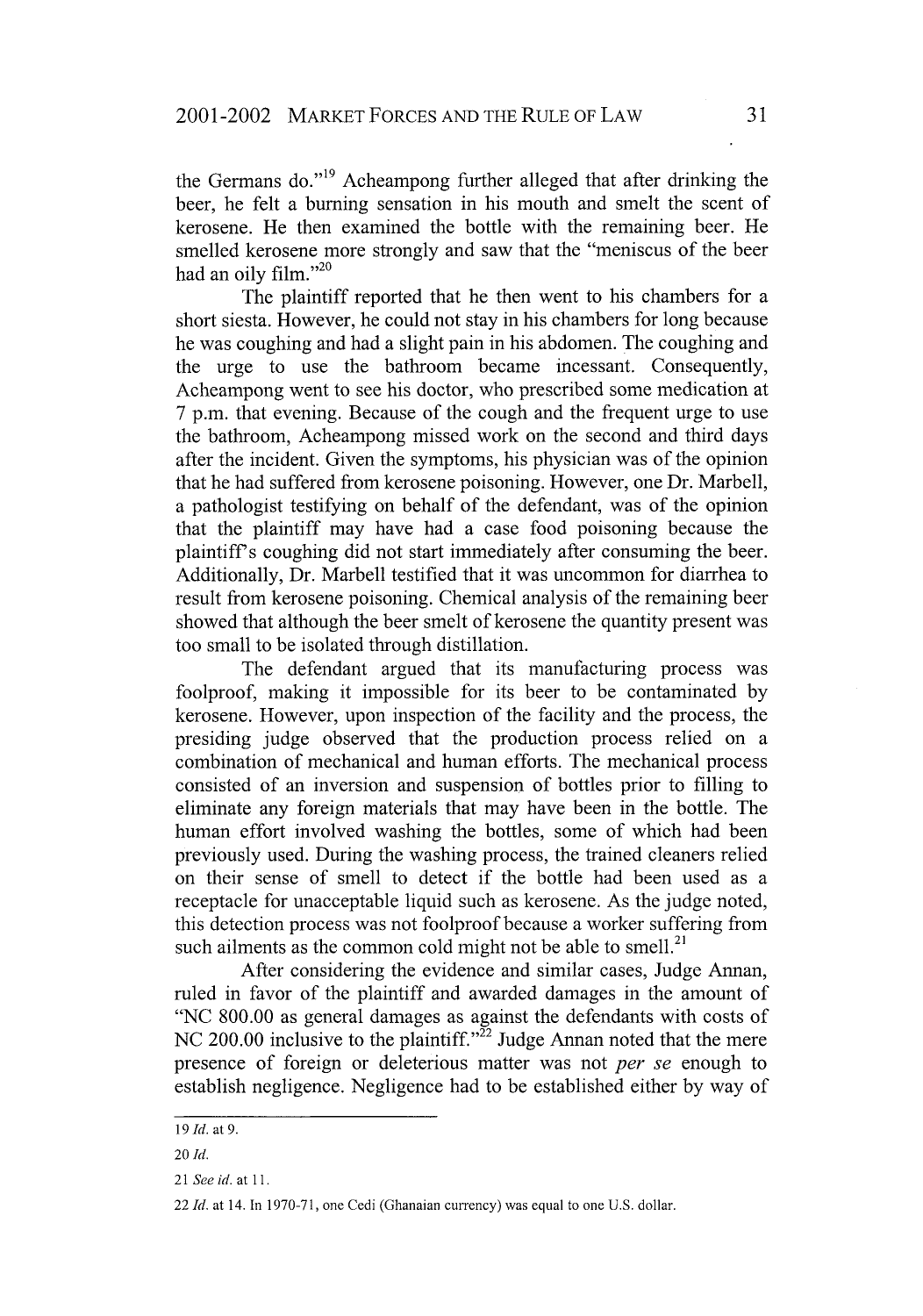the Germans do."[19] Acheampong further alleged that after drinking the beer, he felt a burning sensation in his mouth and smelt the scent of kerosene. He then examined the bottle with the remaining beer. He smelled kerosene more strongly and saw that the "meniscus of the beer had an oily film."[20]

The plaintiff reported that he then went to his chambers for a short siesta. However, he could not stay in his chambers for long because he was coughing and had a slight pain in his abdomen. The coughing and the urge to use the bathroom became incessant. Consequently, Acheampong went to see his doctor, who prescribed some medication at 7 p.m. that evening. Because of the cough and the frequent urge to use the bathroom, Acheampong missed work on the second and third days after the incident. Given the symptoms, his physician was of the opinion that he had suffered from kerosene poisoning. However, one Dr. Marbell, a pathologist testifying on behalf of the defendant, was of the opinion that the plaintiff may have had a case food poisoning because the plaintiff's coughing did not start immediately after consuming the beer. Additionally, Dr. Marbell testified that it was uncommon for diarrhea to result from kerosene poisoning. Chemical analysis of the remaining beer showed that although the beer smelt of kerosene the quantity present was too small to be isolated through distillation.

The defendant argued that its manufacturing process was foolproof, making it impossible for its beer to be contaminated by kerosene. However, upon inspection of the facility and the process, the presiding judge observed that the production process relied on a combination of mechanical and human efforts. The mechanical process consisted of an inversion and suspension of bottles prior to filling to eliminate any foreign materials that may have been in the bottle. The human effort involved washing the bottles, some of which had been previously used. During the washing process, the trained cleaners relied on their sense of smell to detect if the bottle had been used as a receptacle for unacceptable liquid such as kerosene. As the judge noted, this detection process was not foolproof because a worker suffering from such ailments as the common cold might not be able to smell.[21]

After considering the evidence and similar cases, Judge Annan, ruled in favor of the plaintiff and awarded damages in the amount of "NC 800.00 as general damages as against the defendants with costs of NC 200.00 inclusive to the plaintiff."[22] Judge Annan noted that the mere presence of foreign or deleterious matter was not *per se* enough to establish negligence. Negligence had to be established either by way of

---

19 *Id.* at 9.

20 *Id.*

21 *See id.* at 11.

22 *Id.* at 14. In 1970-71, one Cedi (Ghanaian currency) was equal to one U.S. dollar.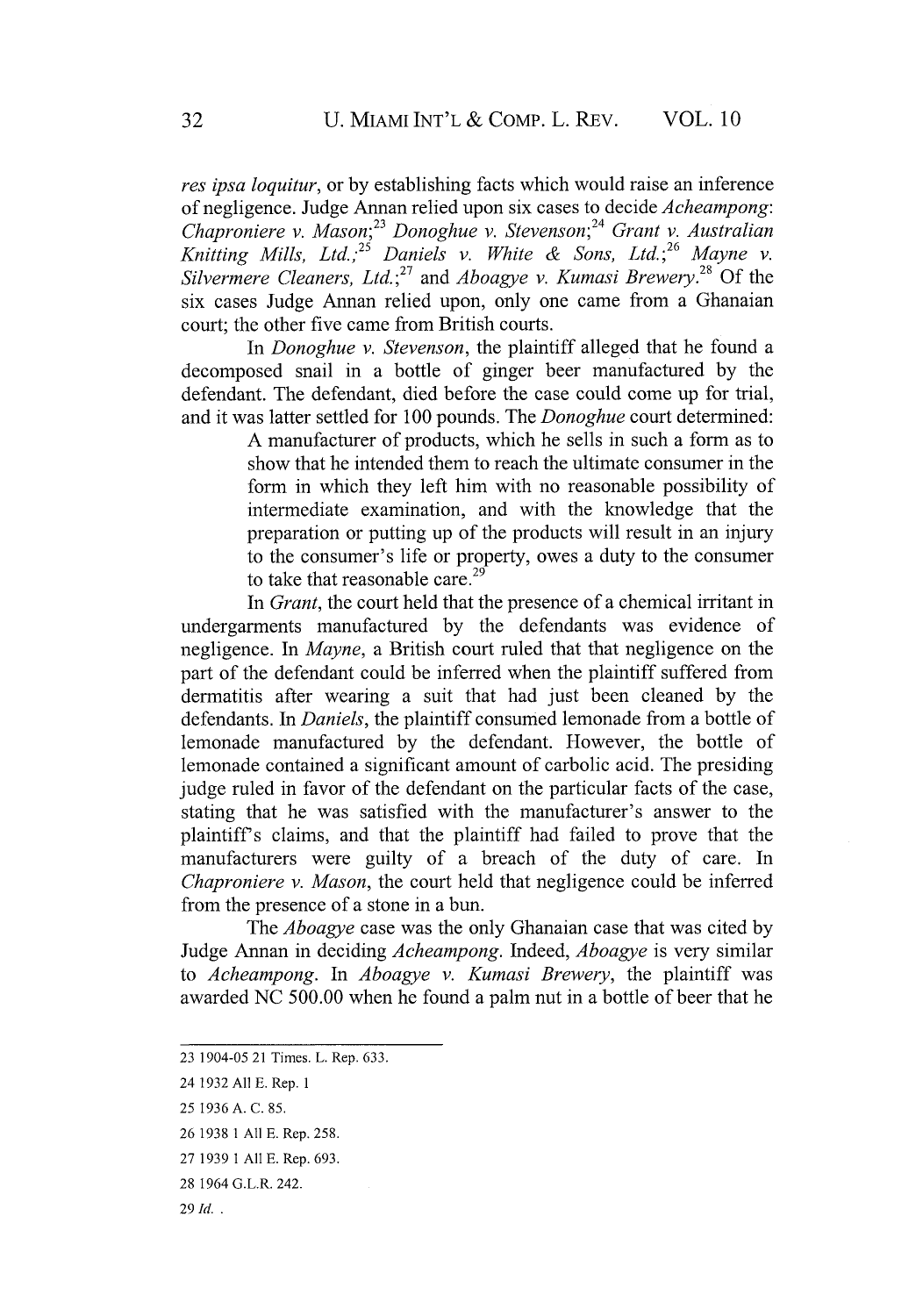*res ipsa loquitur*, or by establishing facts which would raise an inference of negligence. Judge Annan relied upon six cases to decide *Acheampong*: *Chaproniere v. Mason*;[23] *Donoghue v. Stevenson*;[24] *Grant v. Australian Knitting Mills, Ltd.*;[25] *Daniels v. White & Sons, Ltd.*;[26] *Mayne v. Silvermere Cleaners, Ltd.*;[27] and *Aboagye v. Kumasi Brewery*.[28] Of the six cases Judge Annan relied upon, only one came from a Ghanaian court; the other five came from British courts.

In *Donoghue v. Stevenson*, the plaintiff alleged that he found a decomposed snail in a bottle of ginger beer manufactured by the defendant. The defendant, died before the case could come up for trial, and it was latter settled for 100 pounds. The *Donoghue* court determined:

> A manufacturer of products, which he sells in such a form as to show that he intended them to reach the ultimate consumer in the form in which they left him with no reasonable possibility of intermediate examination, and with the knowledge that the preparation or putting up of the products will result in an injury to the consumer's life or property, owes a duty to the consumer to take that reasonable care.[29]

In *Grant*, the court held that the presence of a chemical irritant in undergarments manufactured by the defendants was evidence of negligence. In *Mayne*, a British court ruled that that negligence on the part of the defendant could be inferred when the plaintiff suffered from dermatitis after wearing a suit that had just been cleaned by the defendants. In *Daniels*, the plaintiff consumed lemonade from a bottle of lemonade manufactured by the defendant. However, the bottle of lemonade contained a significant amount of carbolic acid. The presiding judge ruled in favor of the defendant on the particular facts of the case, stating that he was satisfied with the manufacturer's answer to the plaintiff's claims, and that the plaintiff had failed to prove that the manufacturers were guilty of a breach of the duty of care. In *Chaproniere v. Mason*, the court held that negligence could be inferred from the presence of a stone in a bun.

The *Aboagye* case was the only Ghanaian case that was cited by Judge Annan in deciding *Acheampong*. Indeed, *Aboagye* is very similar to *Acheampong*. In *Aboagye v. Kumasi Brewery*, the plaintiff was awarded NC 500.00 when he found a palm nut in a bottle of beer that he

---

23 1904-05 21 Times. L. Rep. 633.

24 1932 All E. Rep. 1

25 1936 A. C. 85.

26 1938 1 All E. Rep. 258.

27 1939 1 All E. Rep. 693.

28 1964 G.L.R. 242.

29 *Id.* .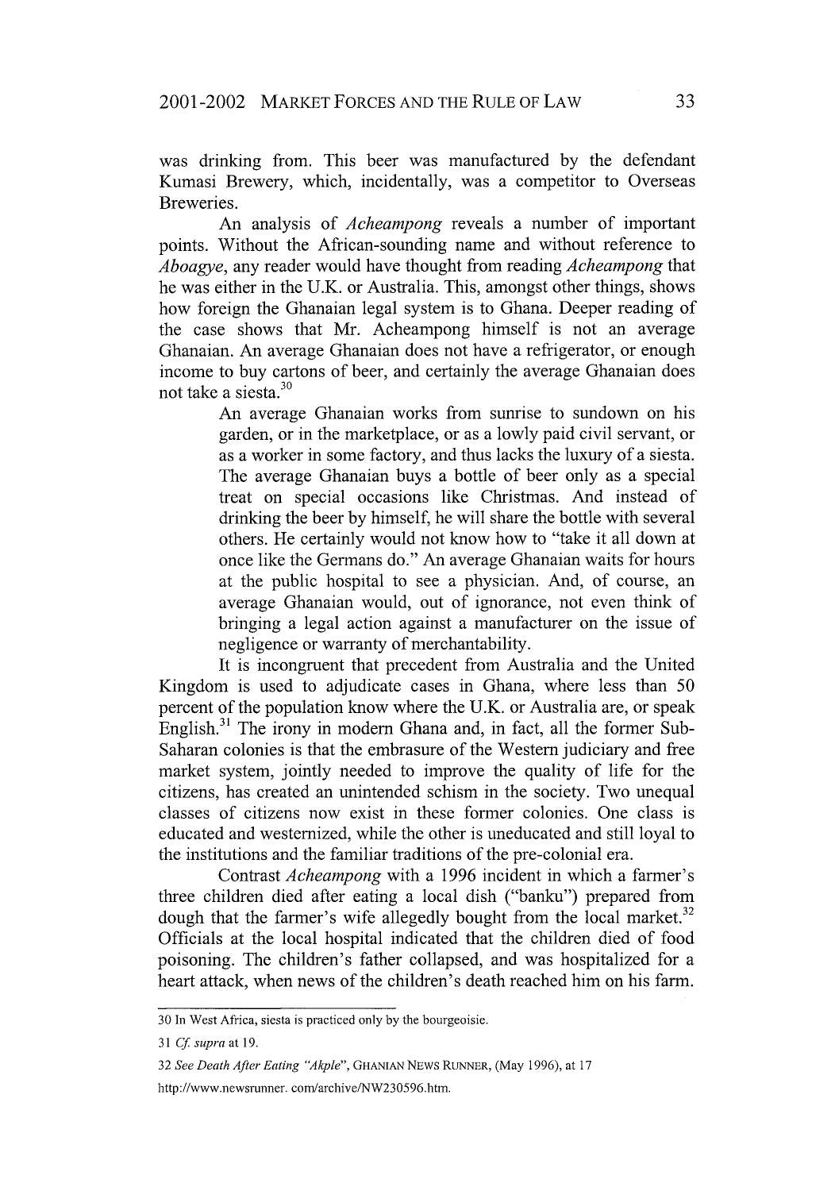was drinking from. This beer was manufactured by the defendant Kumasi Brewery, which, incidentally, was a competitor to Overseas Breweries.

An analysis of *Acheampong* reveals a number of important points. Without the African-sounding name and without reference to *Aboagye*, any reader would have thought from reading *Acheampong* that he was either in the U.K. or Australia. This, amongst other things, shows how foreign the Ghanaian legal system is to Ghana. Deeper reading of the case shows that Mr. Acheampong himself is not an average Ghanaian. An average Ghanaian does not have a refrigerator, or enough income to buy cartons of beer, and certainly the average Ghanaian does not take a siesta.[30]

> An average Ghanaian works from sunrise to sundown on his garden, or in the marketplace, or as a lowly paid civil servant, or as a worker in some factory, and thus lacks the luxury of a siesta. The average Ghanaian buys a bottle of beer only as a special treat on special occasions like Christmas. And instead of drinking the beer by himself, he will share the bottle with several others. He certainly would not know how to "take it all down at once like the Germans do." An average Ghanaian waits for hours at the public hospital to see a physician. And, of course, an average Ghanaian would, out of ignorance, not even think of bringing a legal action against a manufacturer on the issue of negligence or warranty of merchantability.

It is incongruent that precedent from Australia and the United Kingdom is used to adjudicate cases in Ghana, where less than 50 percent of the population know where the U.K. or Australia are, or speak English.[31] The irony in modern Ghana and, in fact, all the former Sub-Saharan colonies is that the embrasure of the Western judiciary and free market system, jointly needed to improve the quality of life for the citizens, has created an unintended schism in the society. Two unequal classes of citizens now exist in these former colonies. One class is educated and westernized, while the other is uneducated and still loyal to the institutions and the familiar traditions of the pre-colonial era.

Contrast *Acheampong* with a 1996 incident in which a farmer's three children died after eating a local dish ("banku") prepared from dough that the farmer's wife allegedly bought from the local market.[32] Officials at the local hospital indicated that the children died of food poisoning. The children's father collapsed, and was hospitalized for a heart attack, when news of the children's death reached him on his farm.

---

30 In West Africa, siesta is practiced only by the bourgeoisie.

31 *Cf. supra* at 19.

32 *See Death After Eating "Akple"*, GHANIAN NEWS RUNNER, (May 1996), at 17 http://www.newsrunner.com/archive/NW230596.htm.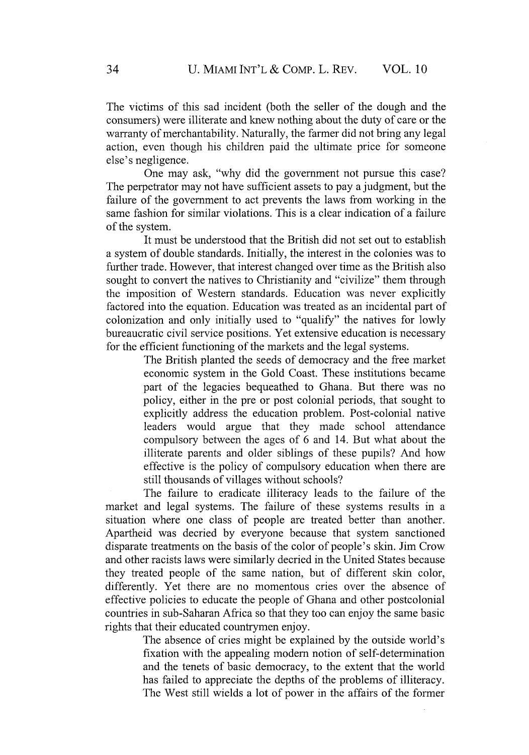The victims of this sad incident (both the seller of the dough and the consumers) were illiterate and knew nothing about the duty of care or the warranty of merchantability. Naturally, the farmer did not bring any legal action, even though his children paid the ultimate price for someone else's negligence.

One may ask, "why did the government not pursue this case? The perpetrator may not have sufficient assets to pay a judgment, but the failure of the government to act prevents the laws from working in the same fashion for similar violations. This is a clear indication of a failure of the system.

It must be understood that the British did not set out to establish a system of double standards. Initially, the interest in the colonies was to further trade. However, that interest changed over time as the British also sought to convert the natives to Christianity and "civilize" them through the imposition of Western standards. Education was never explicitly factored into the equation. Education was treated as an incidental part of colonization and only initially used to "qualify" the natives for lowly bureaucratic civil service positions. Yet extensive education is necessary for the efficient functioning of the markets and the legal systems.

> The British planted the seeds of democracy and the free market economic system in the Gold Coast. These institutions became part of the legacies bequeathed to Ghana. But there was no policy, either in the pre or post colonial periods, that sought to explicitly address the education problem. Post-colonial native leaders would argue that they made school attendance compulsory between the ages of 6 and 14. But what about the illiterate parents and older siblings of these pupils? And how effective is the policy of compulsory education when there are still thousands of villages without schools?

The failure to eradicate illiteracy leads to the failure of the market and legal systems. The failure of these systems results in a situation where one class of people are treated better than another. Apartheid was decried by everyone because that system sanctioned disparate treatments on the basis of the color of people's skin. Jim Crow and other racists laws were similarly decried in the United States because they treated people of the same nation, but of different skin color, differently. Yet there are no momentous cries over the absence of effective policies to educate the people of Ghana and other postcolonial countries in sub-Saharan Africa so that they too can enjoy the same basic rights that their educated countrymen enjoy.

> The absence of cries might be explained by the outside world's fixation with the appealing modern notion of self-determination and the tenets of basic democracy, to the extent that the world has failed to appreciate the depths of the problems of illiteracy. The West still wields a lot of power in the affairs of the former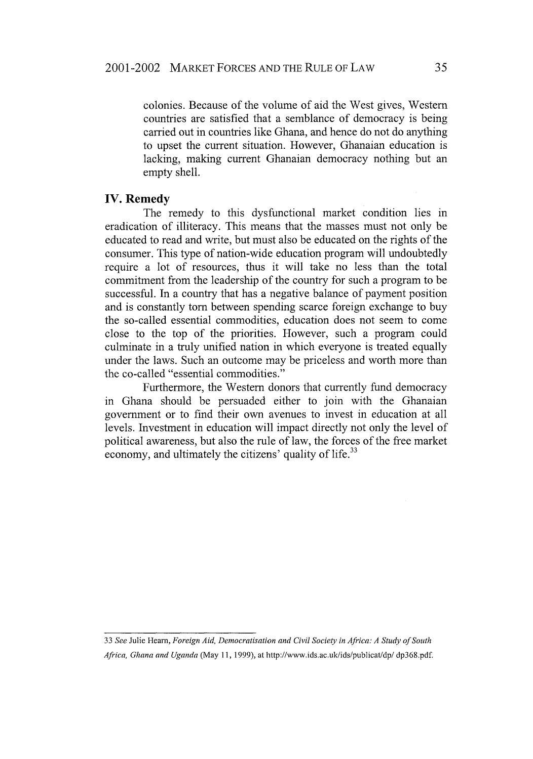colonies. Because of the volume of aid the West gives, Western countries are satisfied that a semblance of democracy is being carried out in countries like Ghana, and hence do not do anything to upset the current situation. However, Ghanaian education is lacking, making current Ghanaian democracy nothing but an empty shell.

## IV. Remedy

The remedy to this dysfunctional market condition lies in eradication of illiteracy. This means that the masses must not only be educated to read and write, but must also be educated on the rights of the consumer. This type of nation-wide education program will undoubtedly require a lot of resources, thus it will take no less than the total commitment from the leadership of the country for such a program to be successful. In a country that has a negative balance of payment position and is constantly torn between spending scarce foreign exchange to buy the so-called essential commodities, education does not seem to come close to the top of the priorities. However, such a program could culminate in a truly unified nation in which everyone is treated equally under the laws. Such an outcome may be priceless and worth more than the co-called "essential commodities."

Furthermore, the Western donors that currently fund democracy in Ghana should be persuaded either to join with the Ghanaian government or to find their own avenues to invest in education at all levels. Investment in education will impact directly not only the level of political awareness, but also the rule of law, the forces of the free market economy, and ultimately the citizens' quality of life.[33]

---

33 *See* Julie Hearn, *Foreign Aid, Democratisation and Civil Society in Africa: A Study of South Africa, Ghana and Uganda* (May 11, 1999), at http://www.ids.ac.uk/ids/publicat/dp/ dp368.pdf.